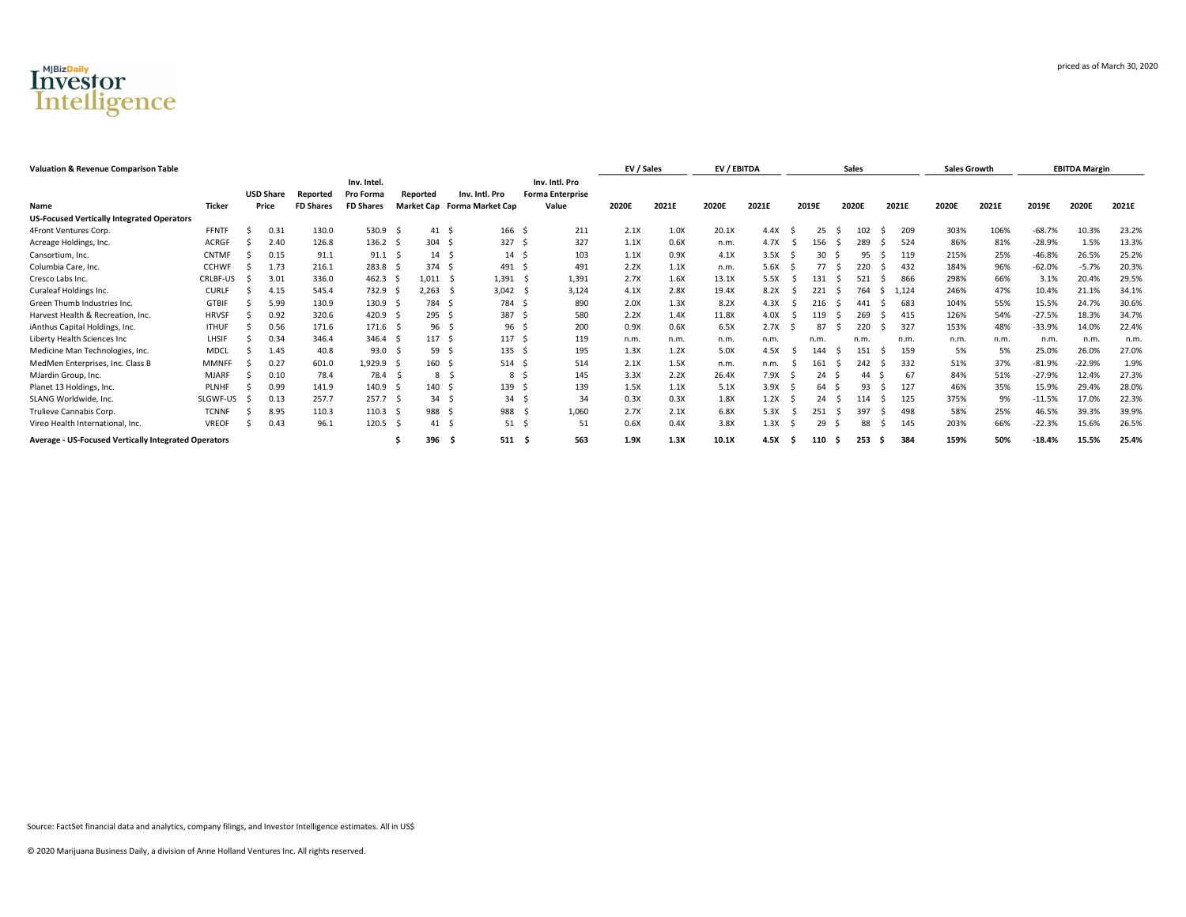MJBizDaily Investor Intelligence

priced as of March 30, 2020

**Valuation & Revenue Comparison Table**

| Name | Ticker | USD Share Price | Reported FD Shares | Inv. Intel. Pro Forma FD Shares | Reported Market Cap | Inv. Intl. Pro Forma Market Cap | Inv. Intl. Pro Forma Enterprise Value | EV / Sales 2020E | EV / Sales 2021E | EV / EBITDA 2020E | EV / EBITDA 2021E | Sales 2019E | Sales 2020E | Sales 2021E | Sales Growth 2020E | Sales Growth 2021E | EBITDA Margin 2019E | EBITDA Margin 2020E | EBITDA Margin 2021E |
|---|---|---|---|---|---|---|---|---|---|---|---|---|---|---|---|---|---|---|---|
| **US-Focused Vertically Integrated Operators** | | | | | | | | | | | | | | | | | | | |
| 4Front Ventures Corp. | FFNTF | $ 0.31 | 130.0 | 530.9 | $ 41 | $ 166 | $ 211 | 2.1X | 1.0X | 20.1X | 4.4X | $ 25 | $ 102 | $ 209 | 303% | 106% | -68.7% | 10.3% | 23.2% |
| Acreage Holdings, Inc. | ACRGF | $ 2.40 | 126.8 | 136.2 | $ 304 | $ 327 | $ 327 | 1.1X | 0.6X | n.m. | 4.7X | $ 156 | $ 289 | $ 524 | 86% | 81% | -28.9% | 1.5% | 13.3% |
| Cansortium, Inc. | CNTMF | $ 0.15 | 91.1 | 91.1 | $ 14 | $ 14 | $ 103 | 1.1X | 0.9X | 4.1X | 3.5X | $ 30 | $ 95 | $ 119 | 215% | 25% | -46.8% | 26.5% | 25.2% |
| Columbia Care, Inc. | CCHWF | $ 1.73 | 216.1 | 283.8 | $ 374 | $ 491 | $ 491 | 2.2X | 1.1X | n.m. | 5.6X | $ 77 | $ 220 | $ 432 | 184% | 96% | -62.0% | -5.7% | 20.3% |
| Cresco Labs Inc. | CRLBF-US | $ 3.01 | 336.0 | 462.3 | $ 1,011 | $ 1,391 | $ 1,391 | 2.7X | 1.6X | 13.1X | 5.5X | $ 131 | $ 521 | $ 866 | 298% | 66% | 3.1% | 20.4% | 29.5% |
| Curaleaf Holdings Inc. | CURLF | $ 4.15 | 545.4 | 732.9 | $ 2,263 | $ 3,042 | $ 3,124 | 4.1X | 2.8X | 19.4X | 8.2X | $ 221 | $ 764 | $ 1,124 | 246% | 47% | 10.4% | 21.1% | 34.1% |
| Green Thumb Industries Inc. | GTBIF | $ 5.99 | 130.9 | 130.9 | $ 784 | $ 784 | $ 890 | 2.0X | 1.3X | 8.2X | 4.3X | $ 216 | $ 441 | $ 683 | 104% | 55% | 15.5% | 24.7% | 30.6% |
| Harvest Health & Recreation, Inc. | HRVSF | $ 0.92 | 320.6 | 420.9 | $ 295 | $ 387 | $ 580 | 2.2X | 1.4X | 11.8X | 4.0X | $ 119 | $ 269 | $ 415 | 126% | 54% | -27.5% | 18.3% | 34.7% |
| iAnthus Capital Holdings, Inc. | ITHUF | $ 0.56 | 171.6 | 171.6 | $ 96 | $ 96 | $ 200 | 0.9X | 0.6X | 6.5X | 2.7X | $ 87 | $ 220 | $ 327 | 153% | 48% | -33.9% | 14.0% | 22.4% |
| Liberty Health Sciences Inc | LHSIF | $ 0.34 | 346.4 | 346.4 | $ 117 | $ 117 | $ 119 | n.m. | n.m. | n.m. | n.m. | n.m. | n.m. | n.m. | n.m. | n.m. | n.m. | n.m. | n.m. |
| Medicine Man Technologies, Inc. | MDCL | $ 1.45 | 40.8 | 93.0 | $ 59 | $ 135 | $ 195 | 1.3X | 1.2X | 5.0X | 4.5X | $ 144 | $ 151 | $ 159 | 5% | 5% | 25.0% | 26.0% | 27.0% |
| MedMen Enterprises, Inc. Class B | MMNFF | $ 0.27 | 601.0 | 1,929.9 | $ 160 | $ 514 | $ 514 | 2.1X | 1.5X | n.m. | n.m. | $ 161 | $ 242 | $ 332 | 51% | 37% | -81.9% | -22.9% | 1.9% |
| MJardin Group, Inc. | MJARF | $ 0.10 | 78.4 | 78.4 | $ 8 | $ 8 | $ 145 | 3.3X | 2.2X | 26.4X | 7.9X | $ 24 | $ 44 | $ 67 | 84% | 51% | -27.9% | 12.4% | 27.3% |
| Planet 13 Holdings, Inc. | PLNHF | $ 0.99 | 141.9 | 140.9 | $ 140 | $ 139 | $ 139 | 1.5X | 1.1X | 5.1X | 3.9X | $ 64 | $ 93 | $ 127 | 46% | 35% | 15.9% | 29.4% | 28.0% |
| SLANG Worldwide, Inc. | SLGWF-US | $ 0.13 | 257.7 | 257.7 | $ 34 | $ 34 | $ 34 | 0.3X | 0.3X | 1.8X | 1.2X | $ 24 | $ 114 | $ 125 | 375% | 9% | -11.5% | 17.0% | 22.3% |
| Trulieve Cannabis Corp. | TCNNF | $ 8.95 | 110.3 | 110.3 | $ 988 | $ 988 | $ 1,060 | 2.7X | 2.1X | 6.8X | 5.3X | $ 251 | $ 397 | $ 498 | 58% | 25% | 46.5% | 39.3% | 39.9% |
| Vireo Health International, Inc. | VREOF | $ 0.43 | 96.1 | 120.5 | $ 41 | $ 51 | $ 51 | 0.6X | 0.4X | 3.8X | 1.3X | $ 29 | $ 88 | $ 145 | 203% | 66% | -22.3% | 15.6% | 26.5% |
| **Average - US-Focused Vertically Integrated Operators** | | | | | **$ 396** | **$ 511** | **$ 563** | **1.9X** | **1.3X** | **10.1X** | **4.5X** | **$ 110** | **$ 253** | **$ 384** | **159%** | **50%** | **-18.4%** | **15.5%** | **25.4%** |

Source: FactSet financial data and analytics, company filings, and Investor Intelligence estimates. All in US$

© 2020 Marijuana Business Daily, a division of Anne Holland Ventures Inc. All rights reserved.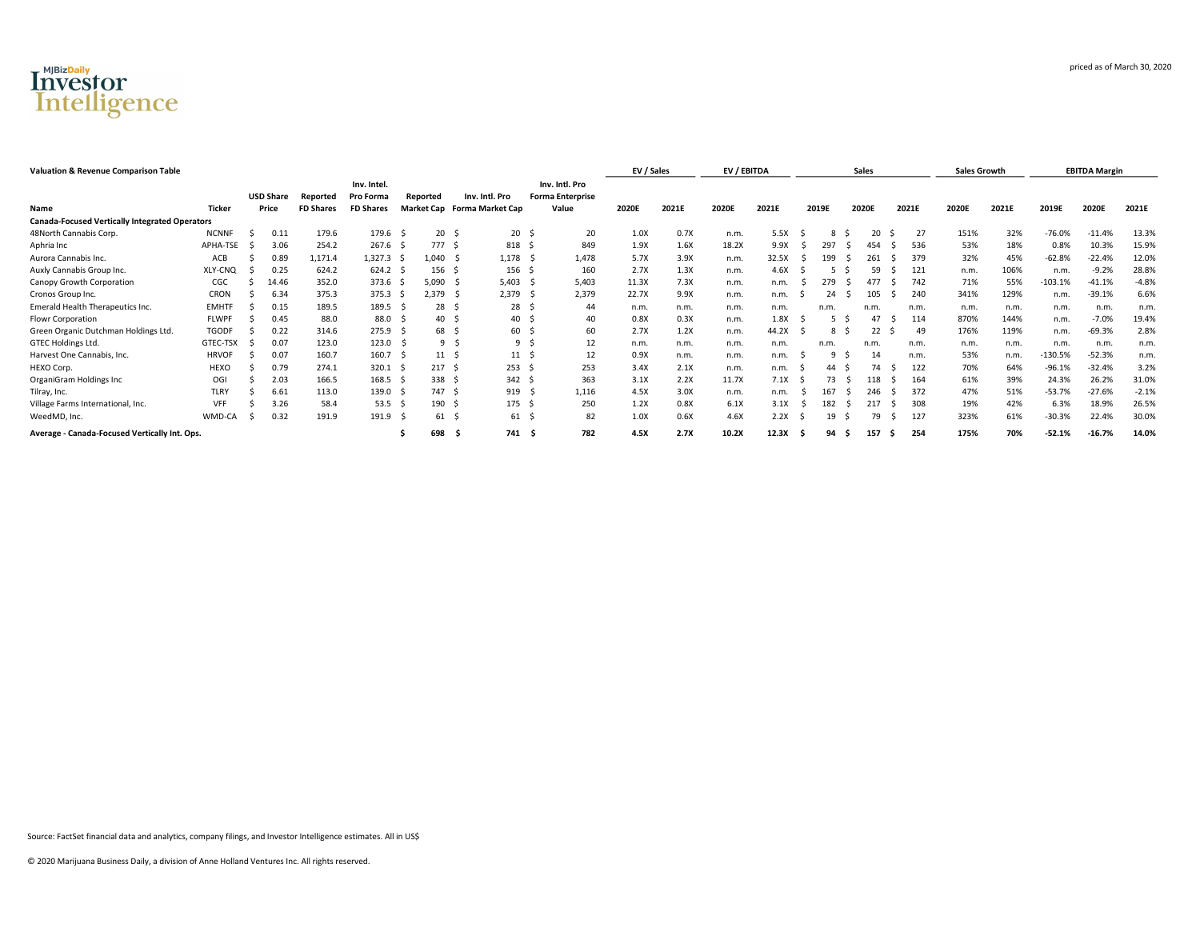MJBizDaily Investor Intelligence

priced as of March 30, 2020

**Valuation & Revenue Comparison Table**

| Name | Ticker | USD Share Price | Reported FD Shares | Inv. Intel. Pro Forma FD Shares | Reported Market Cap | Inv. Intl. Pro Forma Market Cap | Inv. Intl. Pro Forma Enterprise Value | EV / Sales | | EV / EBITDA | | Sales | | | Sales Growth | | EBITDA Margin | | |
|---|---|---|---|---|---|---|---|---|---|---|---|---|---|---|---|---|---|---|---|
| | | | | | | | | 2020E | 2021E | 2020E | 2021E | 2019E | 2020E | 2021E | 2020E | 2021E | 2019E | 2020E | 2021E |
| **Canada-Focused Vertically Integrated Operators** | | | | | | | | | | | | | | | | | | | |
| 48North Cannabis Corp. | NCNNF | $ 0.11 | 179.6 | 179.6 | $ 20 | $ 20 | $ 20 | 1.0X | 0.7X | n.m. | 5.5X | $ 8 | $ 20 | $ 27 | 151% | 32% | -76.0% | -11.4% | 13.3% |
| Aphria Inc | APHA-TSE | $ 3.06 | 254.2 | 267.6 | $ 777 | $ 818 | $ 849 | 1.9X | 1.6X | 18.2X | 9.9X | $ 297 | $ 454 | $ 536 | 53% | 18% | 0.8% | 10.3% | 15.9% |
| Aurora Cannabis Inc. | ACB | $ 0.89 | 1,171.4 | 1,327.3 | $ 1,040 | $ 1,178 | $ 1,478 | 5.7X | 3.9X | n.m. | 32.5X | $ 199 | $ 261 | $ 379 | 32% | 45% | -62.8% | -22.4% | 12.0% |
| Auxly Cannabis Group Inc. | XLY-CNQ | $ 0.25 | 624.2 | 624.2 | $ 156 | $ 156 | $ 160 | 2.7X | 1.3X | n.m. | 4.6X | $ 5 | $ 59 | $ 121 | n.m. | 106% | n.m. | -9.2% | 28.8% |
| Canopy Growth Corporation | CGC | $ 14.46 | 352.0 | 373.6 | $ 5,090 | $ 5,403 | $ 5,403 | 11.3X | 7.3X | n.m. | n.m. | $ 279 | $ 477 | $ 742 | 71% | 55% | -103.1% | -41.1% | -4.8% |
| Cronos Group Inc. | CRON | $ 6.34 | 375.3 | 375.3 | $ 2,379 | $ 2,379 | $ 2,379 | 22.7X | 9.9X | n.m. | n.m. | $ 24 | $ 105 | $ 240 | 341% | 129% | n.m. | -39.1% | 6.6% |
| Emerald Health Therapeutics Inc. | EMHTF | $ 0.15 | 189.5 | 189.5 | $ 28 | $ 28 | $ 44 | n.m. | n.m. | n.m. | n.m. | n.m. | n.m. | n.m. | n.m. | n.m. | n.m. | n.m. | n.m. |
| Flowr Corporation | FLWPF | $ 0.45 | 88.0 | 88.0 | $ 40 | $ 40 | $ 40 | 0.8X | 0.3X | n.m. | 1.8X | $ 5 | $ 47 | $ 114 | 870% | 144% | n.m. | -7.0% | 19.4% |
| Green Organic Dutchman Holdings Ltd. | TGODF | $ 0.22 | 314.6 | 275.9 | $ 68 | $ 60 | $ 60 | 2.7X | 1.2X | n.m. | 44.2X | $ 8 | $ 22 | $ 49 | 176% | 119% | n.m. | -69.3% | 2.8% |
| GTEC Holdings Ltd. | GTEC-TSX | $ 0.07 | 123.0 | 123.0 | $ 9 | $ 9 | $ 12 | n.m. | n.m. | n.m. | n.m. | n.m. | n.m. | n.m. | n.m. | n.m. | n.m. | n.m. | n.m. |
| Harvest One Cannabis, Inc. | HRVOF | $ 0.07 | 160.7 | 160.7 | $ 11 | $ 11 | $ 12 | 0.9X | n.m. | n.m. | n.m. | $ 9 | $ 14 | n.m. | 53% | n.m. | -130.5% | -52.3% | n.m. |
| HEXO Corp. | HEXO | $ 0.79 | 274.1 | 320.1 | $ 217 | $ 253 | $ 253 | 3.4X | 2.1X | n.m. | n.m. | $ 44 | $ 74 | $ 122 | 70% | 64% | -96.1% | -32.4% | 3.2% |
| OrganiGram Holdings Inc | OGI | $ 2.03 | 166.5 | 168.5 | $ 338 | $ 342 | $ 363 | 3.1X | 2.2X | 11.7X | 7.1X | $ 73 | $ 118 | $ 164 | 61% | 39% | 24.3% | 26.2% | 31.0% |
| Tilray, Inc. | TLRY | $ 6.61 | 113.0 | 139.0 | $ 747 | $ 919 | $ 1,116 | 4.5X | 3.0X | n.m. | n.m. | $ 167 | $ 246 | $ 372 | 47% | 51% | -53.7% | -27.6% | -2.1% |
| Village Farms International, Inc. | VFF | $ 3.26 | 58.4 | 53.5 | $ 190 | $ 175 | $ 250 | 1.2X | 0.8X | 6.1X | 3.1X | $ 182 | $ 217 | $ 308 | 19% | 42% | 6.3% | 18.9% | 26.5% |
| WeedMD, Inc. | WMD-CA | $ 0.32 | 191.9 | 191.9 | $ 61 | $ 61 | $ 82 | 1.0X | 0.6X | 4.6X | 2.2X | $ 19 | $ 79 | $ 127 | 323% | 61% | -30.3% | 22.4% | 30.0% |
| **Average - Canada-Focused Vertically Int. Ops.** | | | | | **$ 698** | **$ 741** | **$ 782** | **4.5X** | **2.7X** | **10.2X** | **12.3X** | **$ 94** | **$ 157** | **$ 254** | **175%** | **70%** | **-52.1%** | **-16.7%** | **14.0%** |

Source: FactSet financial data and analytics, company filings, and Investor Intelligence estimates. All in US$

© 2020 Marijuana Business Daily, a division of Anne Holland Ventures Inc. All rights reserved.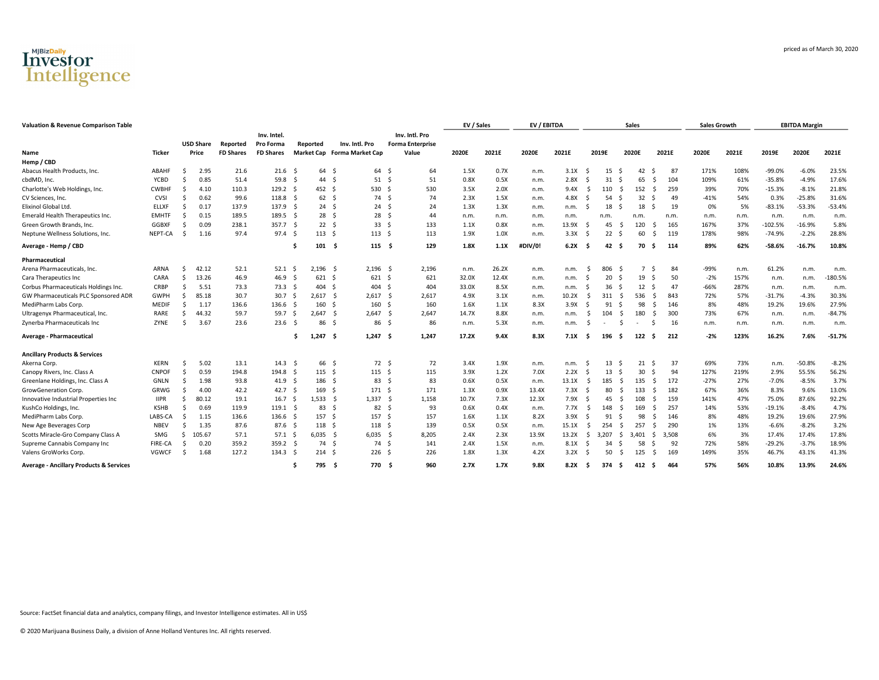MJBizDaily Investor Intelligence

priced as of March 30, 2020

**Valuation & Revenue Comparison Table**

| Name | Ticker | USD Share Price | Reported FD Shares | Inv. Intel. Pro Forma FD Shares | Reported Market Cap | Inv. Intl. Pro Forma Market Cap | Inv. Intl. Pro Forma Enterprise Value | EV / Sales 2020E | EV / Sales 2021E | EV / EBITDA 2020E | EV / EBITDA 2021E | Sales 2019E | Sales 2020E | Sales 2021E | Sales Growth 2020E | Sales Growth 2021E | EBITDA Margin 2019E | EBITDA Margin 2020E | EBITDA Margin 2021E |
|---|---|---|---|---|---|---|---|---|---|---|---|---|---|---|---|---|---|---|---|
| **Hemp / CBD** | | | | | | | | | | | | | | | | | | | |
| Abacus Health Products, Inc. | ABAHF | $ 2.95 | 21.6 | 21.6 | $ 64 | $ 64 | $ 64 | 1.5X | 0.7X | n.m. | 3.1X | $ 15 | $ 42 | $ 87 | 171% | 108% | -99.0% | -6.0% | 23.5% |
| cbdMD, Inc. | YCBD | $ 0.85 | 51.4 | 59.8 | $ 44 | $ 51 | $ 51 | 0.8X | 0.5X | n.m. | 2.8X | $ 31 | $ 65 | $ 104 | 109% | 61% | -35.8% | -4.9% | 17.6% |
| Charlotte's Web Holdings, Inc. | CWBHF | $ 4.10 | 110.3 | 129.2 | $ 452 | $ 530 | $ 530 | 3.5X | 2.0X | n.m. | 9.4X | $ 110 | $ 152 | $ 259 | 39% | 70% | -15.3% | -8.1% | 21.8% |
| CV Sciences, Inc. | CVSI | $ 0.62 | 99.6 | 118.8 | $ 62 | $ 74 | $ 74 | 2.3X | 1.5X | n.m. | 4.8X | $ 54 | $ 32 | $ 49 | -41% | 54% | 0.3% | -25.8% | 31.6% |
| Elixinol Global Ltd. | ELLXF | $ 0.17 | 137.9 | 137.9 | $ 24 | $ 24 | $ 24 | 1.3X | 1.3X | n.m. | n.m. | $ 18 | $ 18 | $ 19 | 0% | 5% | -83.1% | -53.3% | -53.4% |
| Emerald Health Therapeutics Inc. | EMHTF | $ 0.15 | 189.5 | 189.5 | $ 28 | $ 28 | $ 44 | n.m. | n.m. | n.m. | n.m. | n.m. | n.m. | n.m. | n.m. | n.m. | n.m. | n.m. | n.m. |
| Green Growth Brands, Inc. | GGBXF | $ 0.09 | 238.1 | 357.7 | $ 22 | $ 33 | $ 133 | 1.1X | 0.8X | n.m. | 13.9X | $ 45 | $ 120 | $ 165 | 167% | 37% | -102.5% | -16.9% | 5.8% |
| Neptune Wellness Solutions, Inc. | NEPT-CA | $ 1.16 | 97.4 | 97.4 | $ 113 | $ 113 | $ 113 | 1.9X | 1.0X | n.m. | 3.3X | $ 22 | $ 60 | $ 119 | 178% | 98% | -74.9% | -2.2% | 28.8% |
| **Average - Hemp / CBD** | | | | | **$ 101** | **$ 115** | **$ 129** | **1.8X** | **1.1X** | **#DIV/0!** | **6.2X** | **$ 42** | **$ 70** | **$ 114** | **89%** | **62%** | **-58.6%** | **-16.7%** | **10.8%** |
| **Pharmaceutical** | | | | | | | | | | | | | | | | | | | |
| Arena Pharmaceuticals, Inc. | ARNA | $ 42.12 | 52.1 | 52.1 | $ 2,196 | $ 2,196 | $ 2,196 | n.m. | 26.2X | n.m. | n.m. | $ 806 | $ 7 | $ 84 | -99% | n.m. | 61.2% | n.m. | n.m. |
| Cara Therapeutics Inc | CARA | $ 13.26 | 46.9 | 46.9 | $ 621 | $ 621 | $ 621 | 32.0X | 12.4X | n.m. | n.m. | $ 20 | $ 19 | $ 50 | -2% | 157% | n.m. | n.m. | -180.5% |
| Corbus Pharmaceuticals Holdings Inc. | CRBP | $ 5.51 | 73.3 | 73.3 | $ 404 | $ 404 | $ 404 | 33.0X | 8.5X | n.m. | n.m. | $ 36 | $ 12 | $ 47 | -66% | 287% | n.m. | n.m. | n.m. |
| GW Pharmaceuticals PLC Sponsored ADR | GWPH | $ 85.18 | 30.7 | 30.7 | $ 2,617 | $ 2,617 | $ 2,617 | 4.9X | 3.1X | n.m. | 10.2X | $ 311 | $ 536 | $ 843 | 72% | 57% | -31.7% | -4.3% | 30.3% |
| MediPharm Labs Corp. | MEDIF | $ 1.17 | 136.6 | 136.6 | $ 160 | $ 160 | $ 160 | 1.6X | 1.1X | 8.3X | 3.9X | $ 91 | $ 98 | $ 146 | 8% | 48% | 19.2% | 19.6% | 27.9% |
| Ultragenyx Pharmaceutical, Inc. | RARE | $ 44.32 | 59.7 | 59.7 | $ 2,647 | $ 2,647 | $ 2,647 | 14.7X | 8.8X | n.m. | n.m. | $ 104 | $ 180 | $ 300 | 73% | 67% | n.m. | n.m. | -84.7% |
| Zynerba Pharmaceuticals Inc | ZYNE | $ 3.67 | 23.6 | 23.6 | $ 86 | $ 86 | $ 86 | n.m. | 5.3X | n.m. | n.m. | $ - | $ - | $ 16 | n.m. | n.m. | n.m. | n.m. | n.m. |
| **Average - Pharmaceutical** | | | | | **$ 1,247** | **$ 1,247** | **$ 1,247** | **17.2X** | **9.4X** | **8.3X** | **7.1X** | **$ 196** | **$ 122** | **$ 212** | **-2%** | **123%** | **16.2%** | **7.6%** | **-51.7%** |
| **Ancillary Products & Services** | | | | | | | | | | | | | | | | | | | |
| Akerna Corp. | KERN | $ 5.02 | 13.1 | 14.3 | $ 66 | $ 72 | $ 72 | 3.4X | 1.9X | n.m. | n.m. | $ 13 | $ 21 | $ 37 | 69% | 73% | n.m. | -50.8% | -8.2% |
| Canopy Rivers, Inc. Class A | CNPOF | $ 0.59 | 194.8 | 194.8 | $ 115 | $ 115 | $ 115 | 3.9X | 1.2X | 7.0X | 2.2X | $ 13 | $ 30 | $ 94 | 127% | 219% | 2.9% | 55.5% | 56.2% |
| Greenlane Holdings, Inc. Class A | GNLN | $ 1.98 | 93.8 | 41.9 | $ 186 | $ 83 | $ 83 | 0.6X | 0.5X | n.m. | 13.1X | $ 185 | $ 135 | $ 172 | -27% | 27% | -7.0% | -8.5% | 3.7% |
| GrowGeneration Corp. | GRWG | $ 4.00 | 42.2 | 42.7 | $ 169 | $ 171 | $ 171 | 1.3X | 0.9X | 13.4X | 7.3X | $ 80 | $ 133 | $ 182 | 67% | 36% | 8.3% | 9.6% | 13.0% |
| Innovative Industrial Properties Inc | IIPR | $ 80.12 | 19.1 | 16.7 | $ 1,533 | $ 1,337 | $ 1,158 | 10.7X | 7.3X | 12.3X | 7.9X | $ 45 | $ 108 | $ 159 | 141% | 47% | 75.0% | 87.6% | 92.2% |
| KushCo Holdings, Inc. | KSHB | $ 0.69 | 119.9 | 119.1 | $ 83 | $ 82 | $ 93 | 0.6X | 0.4X | n.m. | 7.7X | $ 148 | $ 169 | $ 257 | 14% | 53% | -19.1% | -8.4% | 4.7% |
| MediPharm Labs Corp. | LABS-CA | $ 1.15 | 136.6 | 136.6 | $ 157 | $ 157 | $ 157 | 1.6X | 1.1X | 8.2X | 3.9X | $ 91 | $ 98 | $ 146 | 8% | 48% | 19.2% | 19.6% | 27.9% |
| New Age Beverages Corp | NBEV | $ 1.35 | 87.6 | 87.6 | $ 118 | $ 118 | $ 139 | 0.5X | 0.5X | n.m. | 15.1X | $ 254 | $ 257 | $ 290 | 1% | 13% | -6.6% | -8.2% | 3.2% |
| Scotts Miracle-Gro Company Class A | SMG | $ 105.67 | 57.1 | 57.1 | $ 6,035 | $ 6,035 | $ 8,205 | 2.4X | 2.3X | 13.9X | 13.2X | $ 3,207 | $ 3,401 | $ 3,508 | 6% | 3% | 17.4% | 17.4% | 17.8% |
| Supreme Cannabis Company Inc | FIRE-CA | $ 0.20 | 359.2 | 359.2 | $ 74 | $ 74 | $ 141 | 2.4X | 1.5X | n.m. | 8.1X | $ 34 | $ 58 | $ 92 | 72% | 58% | -29.2% | -3.7% | 18.9% |
| Valens GroWorks Corp. | VGWCF | $ 1.68 | 127.2 | 134.3 | $ 214 | $ 226 | $ 226 | 1.8X | 1.3X | 4.2X | 3.2X | $ 50 | $ 125 | $ 169 | 149% | 35% | 46.7% | 43.1% | 41.3% |
| **Average - Ancillary Products & Services** | | | | | **$ 795** | **$ 770** | **$ 960** | **2.7X** | **1.7X** | **9.8X** | **8.2X** | **$ 374** | **$ 412** | **$ 464** | **57%** | **56%** | **10.8%** | **13.9%** | **24.6%** |

Source: FactSet financial data and analytics, company filings, and Investor Intelligence estimates. All in US$

© 2020 Marijuana Business Daily, a division of Anne Holland Ventures Inc. All rights reserved.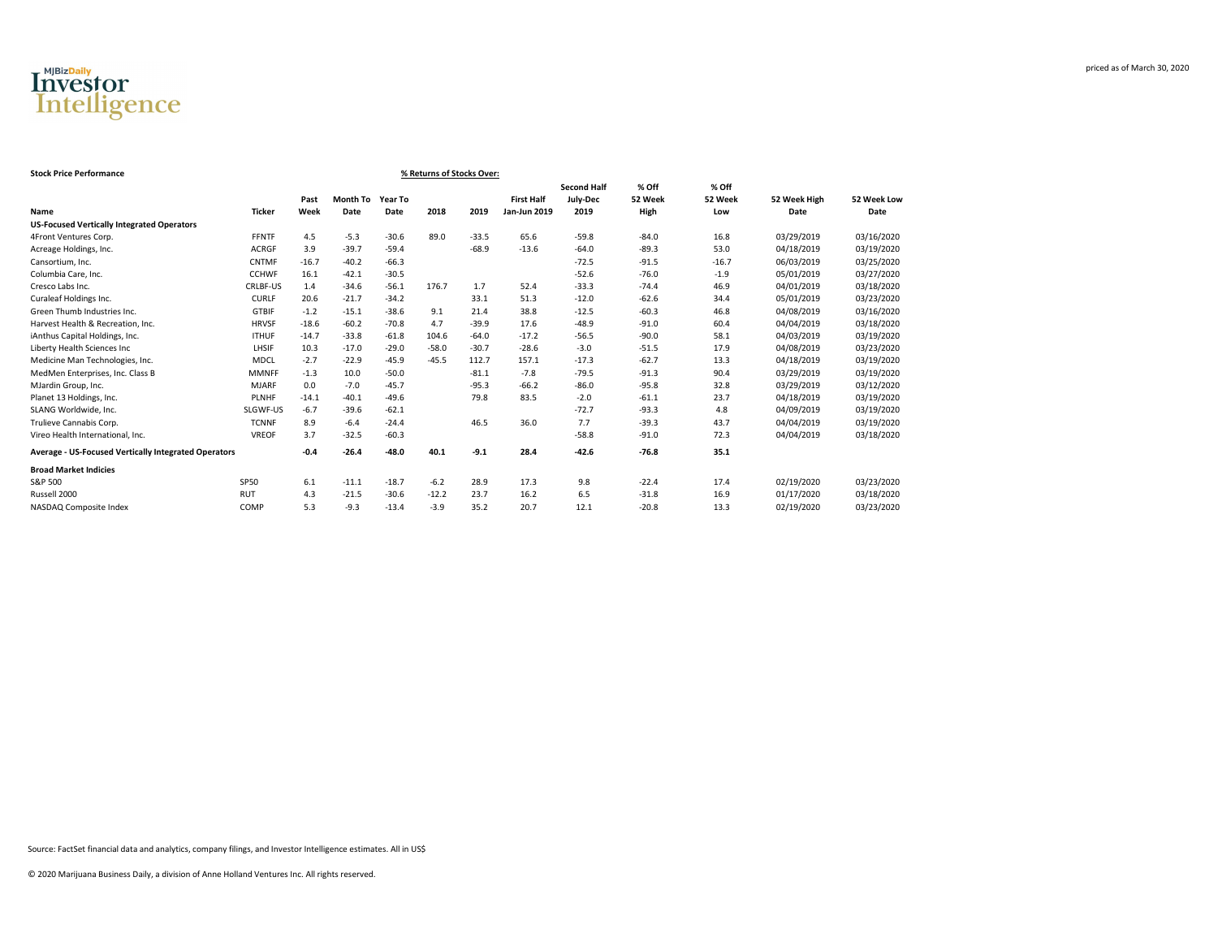priced as of March 30, 2020

**Stock Price Performance**

| Name | Ticker | Past Week | Month To Date | Year To Date | 2018 | 2019 | First Half Jan-Jun 2019 | Second Half July-Dec 2019 | % Off 52 Week High | % Off 52 Week Low | 52 Week High Date | 52 Week Low Date |
|---|---|---|---|---|---|---|---|---|---|---|---|---|
| | | % Returns of Stocks Over: | | | | | | | | | | |
| **US-Focused Vertically Integrated Operators** | | | | | | | | | | | | |
| 4Front Ventures Corp. | FFNTF | 4.5 | -5.3 | -30.6 | 89.0 | -33.5 | 65.6 | -59.8 | -84.0 | 16.8 | 03/29/2019 | 03/16/2020 |
| Acreage Holdings, Inc. | ACRGF | 3.9 | -39.7 | -59.4 | | -68.9 | -13.6 | -64.0 | -89.3 | 53.0 | 04/18/2019 | 03/19/2020 |
| Cansortium, Inc. | CNTMF | -16.7 | -40.2 | -66.3 | | | | -72.5 | -91.5 | -16.7 | 06/03/2019 | 03/25/2020 |
| Columbia Care, Inc. | CCHWF | 16.1 | -42.1 | -30.5 | | | | -52.6 | -76.0 | -1.9 | 05/01/2019 | 03/27/2020 |
| Cresco Labs Inc. | CRLBF-US | 1.4 | -34.6 | -56.1 | 176.7 | 1.7 | 52.4 | -33.3 | -74.4 | 46.9 | 04/01/2019 | 03/18/2020 |
| Curaleaf Holdings Inc. | CURLF | 20.6 | -21.7 | -34.2 | | 33.1 | 51.3 | -12.0 | -62.6 | 34.4 | 05/01/2019 | 03/23/2020 |
| Green Thumb Industries Inc. | GTBIF | -1.2 | -15.1 | -38.6 | 9.1 | 21.4 | 38.8 | -12.5 | -60.3 | 46.8 | 04/08/2019 | 03/16/2020 |
| Harvest Health & Recreation, Inc. | HRVSF | -18.6 | -60.2 | -70.8 | 4.7 | -39.9 | 17.6 | -48.9 | -91.0 | 60.4 | 04/04/2019 | 03/18/2020 |
| iAnthus Capital Holdings, Inc. | ITHUF | -14.7 | -33.8 | -61.8 | 104.6 | -64.0 | -17.2 | -56.5 | -90.0 | 58.1 | 04/03/2019 | 03/19/2020 |
| Liberty Health Sciences Inc | LHSIF | 10.3 | -17.0 | -29.0 | -58.0 | -30.7 | -28.6 | -3.0 | -51.5 | 17.9 | 04/08/2019 | 03/23/2020 |
| Medicine Man Technologies, Inc. | MDCL | -2.7 | -22.9 | -45.9 | -45.5 | 112.7 | 157.1 | -17.3 | -62.7 | 13.3 | 04/18/2019 | 03/19/2020 |
| MedMen Enterprises, Inc. Class B | MMNFF | -1.3 | 10.0 | -50.0 | | -81.1 | -7.8 | -79.5 | -91.3 | 90.4 | 03/29/2019 | 03/19/2020 |
| MJardin Group, Inc. | MJARF | 0.0 | -7.0 | -45.7 | | -95.3 | -66.2 | -86.0 | -95.8 | 32.8 | 03/29/2019 | 03/12/2020 |
| Planet 13 Holdings, Inc. | PLNHF | -14.1 | -40.1 | -49.6 | | 79.8 | 83.5 | -2.0 | -61.1 | 23.7 | 04/18/2019 | 03/19/2020 |
| SLANG Worldwide, Inc. | SLGWF-US | -6.7 | -39.6 | -62.1 | | | | -72.7 | -93.3 | 4.8 | 04/09/2019 | 03/19/2020 |
| Trulieve Cannabis Corp. | TCNNF | 8.9 | -6.4 | -24.4 | | 46.5 | 36.0 | 7.7 | -39.3 | 43.7 | 04/04/2019 | 03/19/2020 |
| Vireo Health International, Inc. | VREOF | 3.7 | -32.5 | -60.3 | | | | -58.8 | -91.0 | 72.3 | 04/04/2019 | 03/18/2020 |
| **Average - US-Focused Vertically Integrated Operators** | | **-0.4** | **-26.4** | **-48.0** | **40.1** | **-9.1** | **28.4** | **-42.6** | **-76.8** | **35.1** | | |
| **Broad Market Indicies** | | | | | | | | | | | | |
| S&P 500 | SP50 | 6.1 | -11.1 | -18.7 | -6.2 | 28.9 | 17.3 | 9.8 | -22.4 | 17.4 | 02/19/2020 | 03/23/2020 |
| Russell 2000 | RUT | 4.3 | -21.5 | -30.6 | -12.2 | 23.7 | 16.2 | 6.5 | -31.8 | 16.9 | 01/17/2020 | 03/18/2020 |
| NASDAQ Composite Index | COMP | 5.3 | -9.3 | -13.4 | -3.9 | 35.2 | 20.7 | 12.1 | -20.8 | 13.3 | 02/19/2020 | 03/23/2020 |

Source: FactSet financial data and analytics, company filings, and Investor Intelligence estimates. All in US$

© 2020 Marijuana Business Daily, a division of Anne Holland Ventures Inc. All rights reserved.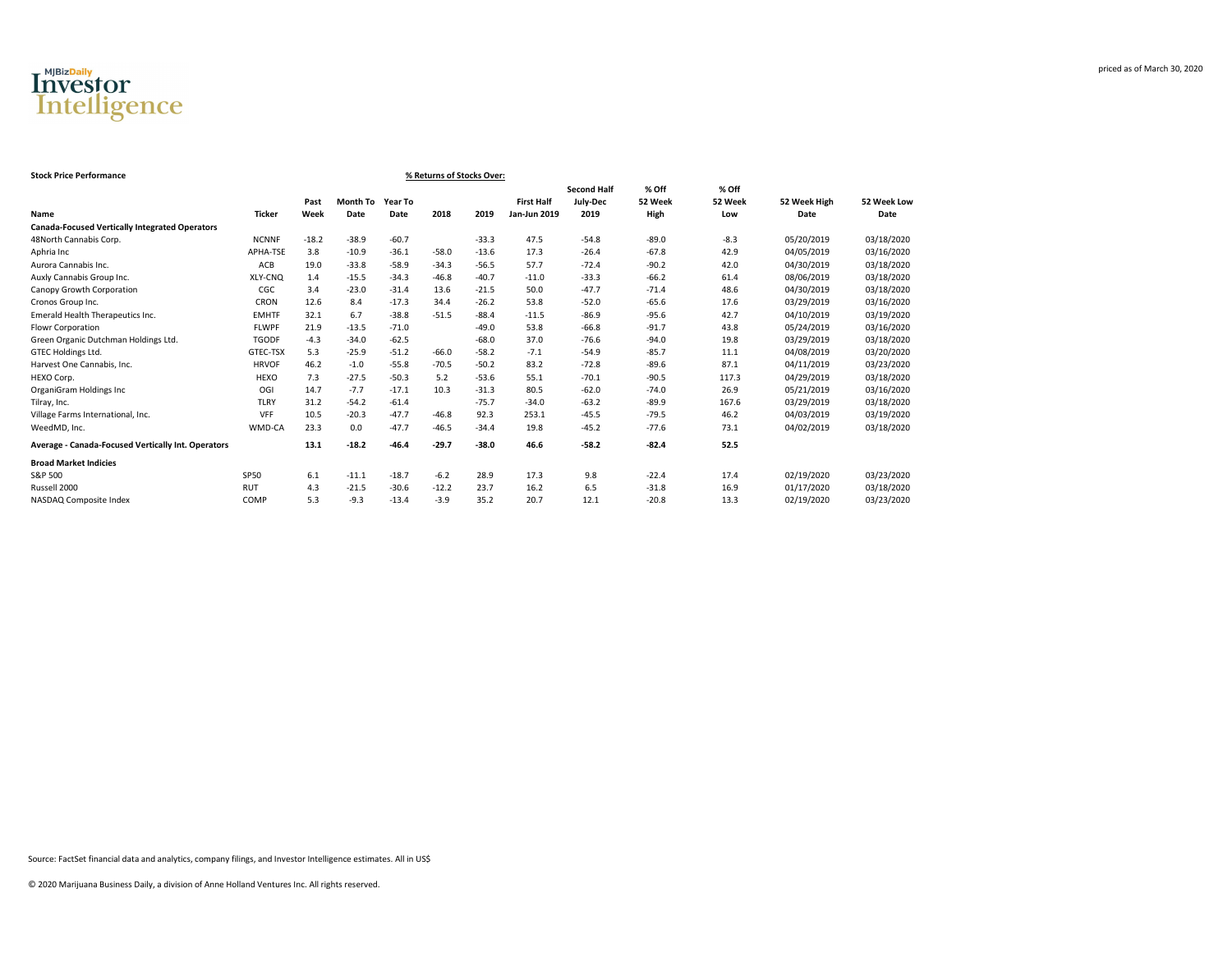MJBizDaily Investor Intelligence

priced as of March 30, 2020

**Stock Price Performance**

**% Returns of Stocks Over:**

| Name | Ticker | Past Week | Month To Date | Year To Date | 2018 | 2019 | First Half Jan-Jun 2019 | Second Half July-Dec 2019 | % Off 52 Week High | % Off 52 Week Low | 52 Week High Date | 52 Week Low Date |
|---|---|---|---|---|---|---|---|---|---|---|---|---|
| **Canada-Focused Vertically Integrated Operators** | | | | | | | | | | | | |
| 48North Cannabis Corp. | NCNNF | -18.2 | -38.9 | -60.7 | | -33.3 | 47.5 | -54.8 | -89.0 | -8.3 | 05/20/2019 | 03/18/2020 |
| Aphria Inc | APHA-TSE | 3.8 | -10.9 | -36.1 | -58.0 | -13.6 | 17.3 | -26.4 | -67.8 | 42.9 | 04/05/2019 | 03/16/2020 |
| Aurora Cannabis Inc. | ACB | 19.0 | -33.8 | -58.9 | -34.3 | -56.5 | 57.7 | -72.4 | -90.2 | 42.0 | 04/30/2019 | 03/18/2020 |
| Auxly Cannabis Group Inc. | XLY-CNQ | 1.4 | -15.5 | -34.3 | -46.8 | -40.7 | -11.0 | -33.3 | -66.2 | 61.4 | 08/06/2019 | 03/18/2020 |
| Canopy Growth Corporation | CGC | 3.4 | -23.0 | -31.4 | 13.6 | -21.5 | 50.0 | -47.7 | -71.4 | 48.6 | 04/30/2019 | 03/18/2020 |
| Cronos Group Inc. | CRON | 12.6 | 8.4 | -17.3 | 34.4 | -26.2 | 53.8 | -52.0 | -65.6 | 17.6 | 03/29/2019 | 03/16/2020 |
| Emerald Health Therapeutics Inc. | EMHTF | 32.1 | 6.7 | -38.8 | -51.5 | -88.4 | -11.5 | -86.9 | -95.6 | 42.7 | 04/10/2019 | 03/19/2020 |
| Flowr Corporation | FLWPF | 21.9 | -13.5 | -71.0 | | -49.0 | 53.8 | -66.8 | -91.7 | 43.8 | 05/24/2019 | 03/16/2020 |
| Green Organic Dutchman Holdings Ltd. | TGODF | -4.3 | -34.0 | -62.5 | | -68.0 | 37.0 | -76.6 | -94.0 | 19.8 | 03/29/2019 | 03/18/2020 |
| GTEC Holdings Ltd. | GTEC-TSX | 5.3 | -25.9 | -51.2 | -66.0 | -58.2 | -7.1 | -54.9 | -85.7 | 11.1 | 04/08/2019 | 03/20/2020 |
| Harvest One Cannabis, Inc. | HRVOF | 46.2 | -1.0 | -55.8 | -70.5 | -50.2 | 83.2 | -72.8 | -89.6 | 87.1 | 04/11/2019 | 03/23/2020 |
| HEXO Corp. | HEXO | 7.3 | -27.5 | -50.3 | 5.2 | -53.6 | 55.1 | -70.1 | -90.5 | 117.3 | 04/29/2019 | 03/18/2020 |
| OrganiGram Holdings Inc | OGI | 14.7 | -7.7 | -17.1 | 10.3 | -31.3 | 80.5 | -62.0 | -74.0 | 26.9 | 05/21/2019 | 03/16/2020 |
| Tilray, Inc. | TLRY | 31.2 | -54.2 | -61.4 | | -75.7 | -34.0 | -63.2 | -89.9 | 167.6 | 03/29/2019 | 03/18/2020 |
| Village Farms International, Inc. | VFF | 10.5 | -20.3 | -47.7 | -46.8 | 92.3 | 253.1 | -45.5 | -79.5 | 46.2 | 04/03/2019 | 03/19/2020 |
| WeedMD, Inc. | WMD-CA | 23.3 | 0.0 | -47.7 | -46.5 | -34.4 | 19.8 | -45.2 | -77.6 | 73.1 | 04/02/2019 | 03/18/2020 |
| **Average - Canada-Focused Vertically Int. Operators** | | **13.1** | **-18.2** | **-46.4** | **-29.7** | **-38.0** | **46.6** | **-58.2** | **-82.4** | **52.5** | | |
| **Broad Market Indicies** | | | | | | | | | | | | |
| S&P 500 | SP50 | 6.1 | -11.1 | -18.7 | -6.2 | 28.9 | 17.3 | 9.8 | -22.4 | 17.4 | 02/19/2020 | 03/23/2020 |
| Russell 2000 | RUT | 4.3 | -21.5 | -30.6 | -12.2 | 23.7 | 16.2 | 6.5 | -31.8 | 16.9 | 01/17/2020 | 03/18/2020 |
| NASDAQ Composite Index | COMP | 5.3 | -9.3 | -13.4 | -3.9 | 35.2 | 20.7 | 12.1 | -20.8 | 13.3 | 02/19/2020 | 03/23/2020 |

Source: FactSet financial data and analytics, company filings, and Investor Intelligence estimates. All in US$

© 2020 Marijuana Business Daily, a division of Anne Holland Ventures Inc. All rights reserved.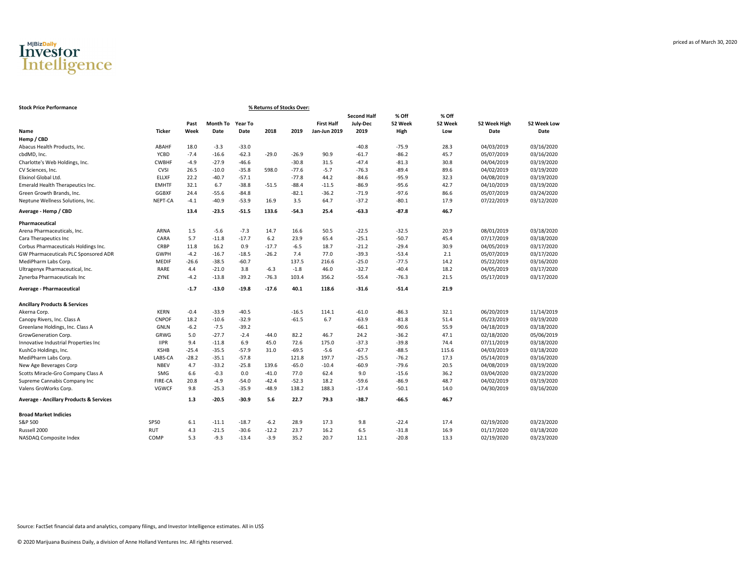MJBizDaily Investor Intelligence

priced as of March 30, 2020

**Stock Price Performance**

| | | % Returns of Stocks Over: | | | | | | | | | | |
|---|---|---|---|---|---|---|---|---|---|---|---|---|
| **Name** | **Ticker** | **Past Week** | **Month To Date** | **Year To Date** | **2018** | **2019** | **First Half Jan-Jun 2019** | **Second Half July-Dec 2019** | **% Off 52 Week High** | **% Off 52 Week Low** | **52 Week High Date** | **52 Week Low Date** |
| **Hemp / CBD** | | | | | | | | | | | | |
| Abacus Health Products, Inc. | ABAHF | 18.0 | -3.3 | -33.0 | | | | -40.8 | -75.9 | 28.3 | 04/03/2019 | 03/16/2020 |
| cbdMD, Inc. | YCBD | -7.4 | -16.6 | -62.3 | -29.0 | -26.9 | 90.9 | -61.7 | -86.2 | 45.7 | 05/07/2019 | 03/16/2020 |
| Charlotte's Web Holdings, Inc. | CWBHF | -4.9 | -27.9 | -46.6 | | -30.8 | 31.5 | -47.4 | -81.3 | 30.8 | 04/04/2019 | 03/19/2020 |
| CV Sciences, Inc. | CVSI | 26.5 | -10.0 | -35.8 | 598.0 | -77.6 | -5.7 | -76.3 | -89.4 | 89.6 | 04/02/2019 | 03/19/2020 |
| Elixinol Global Ltd. | ELLXF | 22.2 | -40.7 | -57.1 | | -77.8 | 44.2 | -84.6 | -95.9 | 32.3 | 04/08/2019 | 03/19/2020 |
| Emerald Health Therapeutics Inc. | EMHTF | 32.1 | 6.7 | -38.8 | -51.5 | -88.4 | -11.5 | -86.9 | -95.6 | 42.7 | 04/10/2019 | 03/19/2020 |
| Green Growth Brands, Inc. | GGBXF | 24.4 | -55.6 | -84.8 | | -82.1 | -36.2 | -71.9 | -97.6 | 86.6 | 05/07/2019 | 03/24/2020 |
| Neptune Wellness Solutions, Inc. | NEPT-CA | -4.1 | -40.9 | -53.9 | 16.9 | 3.5 | 64.7 | -37.2 | -80.1 | 17.9 | 07/22/2019 | 03/12/2020 |
| **Average - Hemp / CBD** | | **13.4** | **-23.5** | **-51.5** | **133.6** | **-54.3** | **25.4** | **-63.3** | **-87.8** | **46.7** | | |
| **Pharmaceutical** | | | | | | | | | | | | |
| Arena Pharmaceuticals, Inc. | ARNA | 1.5 | -5.6 | -7.3 | 14.7 | 16.6 | 50.5 | -22.5 | -32.5 | 20.9 | 08/01/2019 | 03/18/2020 |
| Cara Therapeutics Inc | CARA | 5.7 | -11.8 | -17.7 | 6.2 | 23.9 | 65.4 | -25.1 | -50.7 | 45.4 | 07/17/2019 | 03/18/2020 |
| Corbus Pharmaceuticals Holdings Inc. | CRBP | 11.8 | 16.2 | 0.9 | -17.7 | -6.5 | 18.7 | -21.2 | -29.4 | 30.9 | 04/05/2019 | 03/17/2020 |
| GW Pharmaceuticals PLC Sponsored ADR | GWPH | -4.2 | -16.7 | -18.5 | -26.2 | 7.4 | 77.0 | -39.3 | -53.4 | 2.1 | 05/07/2019 | 03/17/2020 |
| MediPharm Labs Corp. | MEDIF | -26.6 | -38.5 | -60.7 | | 137.5 | 216.6 | -25.0 | -77.5 | 14.2 | 05/22/2019 | 03/16/2020 |
| Ultragenyx Pharmaceutical, Inc. | RARE | 4.4 | -21.0 | 3.8 | -6.3 | -1.8 | 46.0 | -32.7 | -40.4 | 18.2 | 04/05/2019 | 03/17/2020 |
| Zynerba Pharmaceuticals Inc | ZYNE | -4.2 | -13.8 | -39.2 | -76.3 | 103.4 | 356.2 | -55.4 | -76.3 | 21.5 | 05/17/2019 | 03/17/2020 |
| **Average - Pharmaceutical** | | **-1.7** | **-13.0** | **-19.8** | **-17.6** | **40.1** | **118.6** | **-31.6** | **-51.4** | **21.9** | | |
| **Ancillary Products & Services** | | | | | | | | | | | | |
| Akerna Corp. | KERN | -0.4 | -33.9 | -40.5 | | -16.5 | 114.1 | -61.0 | -86.3 | 32.1 | 06/20/2019 | 11/14/2019 |
| Canopy Rivers, Inc. Class A | CNPOF | 18.2 | -10.6 | -32.9 | | -61.5 | 6.7 | -63.9 | -81.8 | 51.4 | 05/23/2019 | 03/19/2020 |
| Greenlane Holdings, Inc. Class A | GNLN | -6.2 | -7.5 | -39.2 | | | | -66.1 | -90.6 | 55.9 | 04/18/2019 | 03/18/2020 |
| GrowGeneration Corp. | GRWG | 5.0 | -27.7 | -2.4 | -44.0 | 82.2 | 46.7 | 24.2 | -36.2 | 47.1 | 02/18/2020 | 05/06/2019 |
| Innovative Industrial Properties Inc | IIPR | 9.4 | -11.8 | 6.9 | 45.0 | 72.6 | 175.0 | -37.3 | -39.8 | 74.4 | 07/11/2019 | 03/18/2020 |
| KushCo Holdings, Inc. | KSHB | -25.4 | -35.5 | -57.9 | 31.0 | -69.5 | -5.6 | -67.7 | -88.5 | 115.6 | 04/03/2019 | 03/18/2020 |
| MediPharm Labs Corp. | LABS-CA | -28.2 | -35.1 | -57.8 | | 121.8 | 197.7 | -25.5 | -76.2 | 17.3 | 05/14/2019 | 03/16/2020 |
| New Age Beverages Corp | NBEV | 4.7 | -33.2 | -25.8 | 139.6 | -65.0 | -10.4 | -60.9 | -79.6 | 20.5 | 04/08/2019 | 03/19/2020 |
| Scotts Miracle-Gro Company Class A | SMG | 6.6 | -0.3 | 0.0 | -41.0 | 77.0 | 62.4 | 9.0 | -15.6 | 36.2 | 03/04/2020 | 03/23/2020 |
| Supreme Cannabis Company Inc | FIRE-CA | 20.8 | -4.9 | -54.0 | -42.4 | -52.3 | 18.2 | -59.6 | -86.9 | 48.7 | 04/02/2019 | 03/19/2020 |
| Valens GroWorks Corp. | VGWCF | 9.8 | -25.3 | -35.9 | -48.9 | 138.2 | 188.3 | -17.4 | -50.1 | 14.0 | 04/30/2019 | 03/16/2020 |
| **Average - Ancillary Products & Services** | | **1.3** | **-20.5** | **-30.9** | **5.6** | **22.7** | **79.3** | **-38.7** | **-66.5** | **46.7** | | |
| **Broad Market Indicies** | | | | | | | | | | | | |
| S&P 500 | SP50 | 6.1 | -11.1 | -18.7 | -6.2 | 28.9 | 17.3 | 9.8 | -22.4 | 17.4 | 02/19/2020 | 03/23/2020 |
| Russell 2000 | RUT | 4.3 | -21.5 | -30.6 | -12.2 | 23.7 | 16.2 | 6.5 | -31.8 | 16.9 | 01/17/2020 | 03/18/2020 |
| NASDAQ Composite Index | COMP | 5.3 | -9.3 | -13.4 | -3.9 | 35.2 | 20.7 | 12.1 | -20.8 | 13.3 | 02/19/2020 | 03/23/2020 |

Source: FactSet financial data and analytics, company filings, and Investor Intelligence estimates. All in US$

© 2020 Marijuana Business Daily, a division of Anne Holland Ventures Inc. All rights reserved.